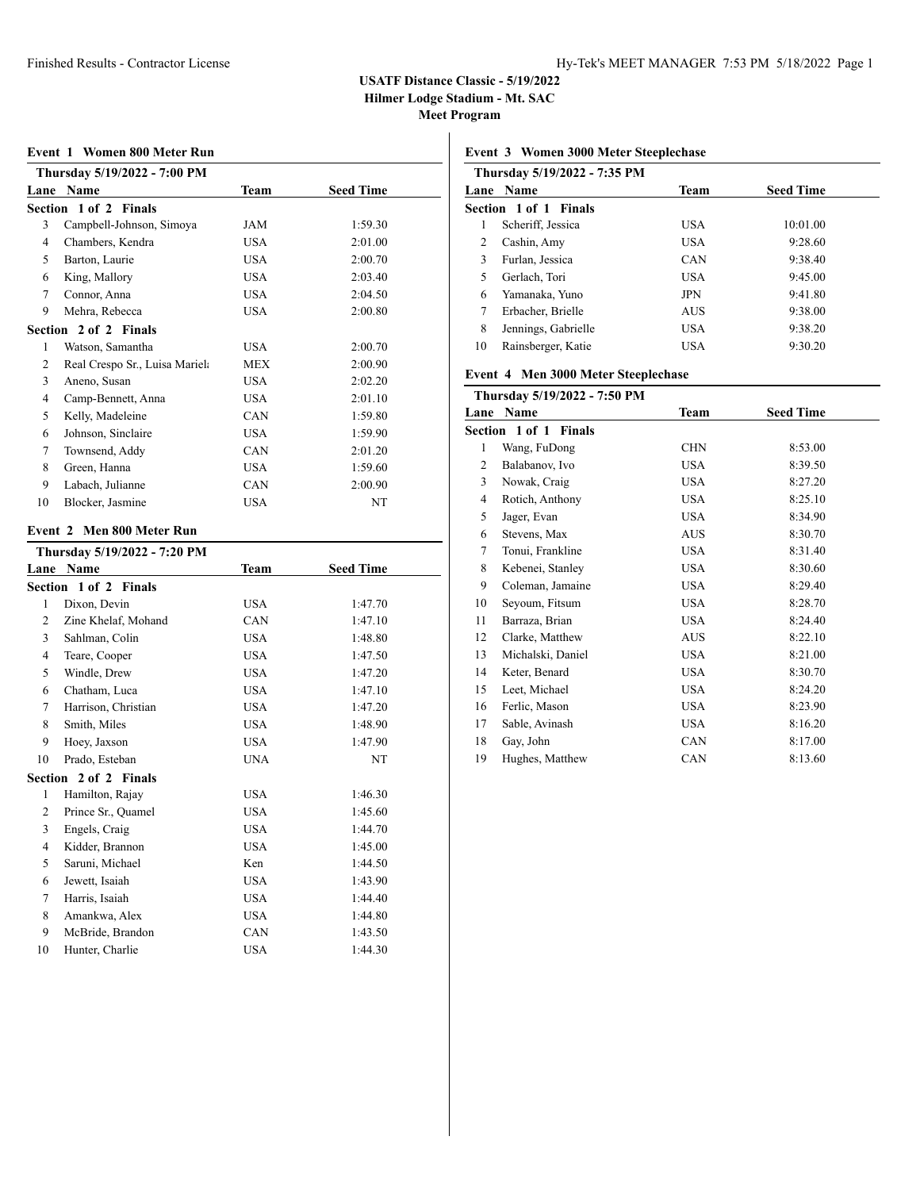# USATF Distance Classic - 5/19/2022

**Hilmer Lodge Stadium - Mt. SAC**

**Meet Program**

### Event 1 Women 800 Meter Run

**Thursday 5/19/2022 - 7:00 PM**

| Lane | Name | Team | Seed Time |
|---|---|---|---|
| **Section 1 of 2 Finals** | | | |
| 3 | Campbell-Johnson, Simoya | JAM | 1:59.30 |
| 4 | Chambers, Kendra | USA | 2:01.00 |
| 5 | Barton, Laurie | USA | 2:00.70 |
| 6 | King, Mallory | USA | 2:03.40 |
| 7 | Connor, Anna | USA | 2:04.50 |
| 9 | Mehra, Rebecca | USA | 2:00.80 |
| **Section 2 of 2 Finals** | | | |
| 1 | Watson, Samantha | USA | 2:00.70 |
| 2 | Real Crespo Sr., Luisa Mariela | MEX | 2:00.90 |
| 3 | Aneno, Susan | USA | 2:02.20 |
| 4 | Camp-Bennett, Anna | USA | 2:01.10 |
| 5 | Kelly, Madeleine | CAN | 1:59.80 |
| 6 | Johnson, Sinclaire | USA | 1:59.90 |
| 7 | Townsend, Addy | CAN | 2:01.20 |
| 8 | Green, Hanna | USA | 1:59.60 |
| 9 | Labach, Julianne | CAN | 2:00.90 |
| 10 | Blocker, Jasmine | USA | NT |

### Event 2 Men 800 Meter Run

**Thursday 5/19/2022 - 7:20 PM**

| Lane | Name | Team | Seed Time |
|---|---|---|---|
| **Section 1 of 2 Finals** | | | |
| 1 | Dixon, Devin | USA | 1:47.70 |
| 2 | Zine Khelaf, Mohand | CAN | 1:47.10 |
| 3 | Sahlman, Colin | USA | 1:48.80 |
| 4 | Teare, Cooper | USA | 1:47.50 |
| 5 | Windle, Drew | USA | 1:47.20 |
| 6 | Chatham, Luca | USA | 1:47.10 |
| 7 | Harrison, Christian | USA | 1:47.20 |
| 8 | Smith, Miles | USA | 1:48.90 |
| 9 | Hoey, Jaxson | USA | 1:47.90 |
| 10 | Prado, Esteban | UNA | NT |
| **Section 2 of 2 Finals** | | | |
| 1 | Hamilton, Rajay | USA | 1:46.30 |
| 2 | Prince Sr., Quamel | USA | 1:45.60 |
| 3 | Engels, Craig | USA | 1:44.70 |
| 4 | Kidder, Brannon | USA | 1:45.00 |
| 5 | Saruni, Michael | Ken | 1:44.50 |
| 6 | Jewett, Isaiah | USA | 1:43.90 |
| 7 | Harris, Isaiah | USA | 1:44.40 |
| 8 | Amankwa, Alex | USA | 1:44.80 |
| 9 | McBride, Brandon | CAN | 1:43.50 |
| 10 | Hunter, Charlie | USA | 1:44.30 |

### Event 3 Women 3000 Meter Steeplechase

**Thursday 5/19/2022 - 7:35 PM**

| Lane | Name | Team | Seed Time |
|---|---|---|---|
| **Section 1 of 1 Finals** | | | |
| 1 | Scheriff, Jessica | USA | 10:01.00 |
| 2 | Cashin, Amy | USA | 9:28.60 |
| 3 | Furlan, Jessica | CAN | 9:38.40 |
| 5 | Gerlach, Tori | USA | 9:45.00 |
| 6 | Yamanaka, Yuno | JPN | 9:41.80 |
| 7 | Erbacher, Brielle | AUS | 9:38.00 |
| 8 | Jennings, Gabrielle | USA | 9:38.20 |
| 10 | Rainsberger, Katie | USA | 9:30.20 |

### Event 4 Men 3000 Meter Steeplechase

**Thursday 5/19/2022 - 7:50 PM**

| Lane | Name | Team | Seed Time |
|---|---|---|---|
| **Section 1 of 1 Finals** | | | |
| 1 | Wang, FuDong | CHN | 8:53.00 |
| 2 | Balabanov, Ivo | USA | 8:39.50 |
| 3 | Nowak, Craig | USA | 8:27.20 |
| 4 | Rotich, Anthony | USA | 8:25.10 |
| 5 | Jager, Evan | USA | 8:34.90 |
| 6 | Stevens, Max | AUS | 8:30.70 |
| 7 | Tonui, Frankline | USA | 8:31.40 |
| 8 | Kebenei, Stanley | USA | 8:30.60 |
| 9 | Coleman, Jamaine | USA | 8:29.40 |
| 10 | Seyoum, Fitsum | USA | 8:28.70 |
| 11 | Barraza, Brian | USA | 8:24.40 |
| 12 | Clarke, Matthew | AUS | 8:22.10 |
| 13 | Michalski, Daniel | USA | 8:21.00 |
| 14 | Keter, Benard | USA | 8:30.70 |
| 15 | Leet, Michael | USA | 8:24.20 |
| 16 | Ferlic, Mason | USA | 8:23.90 |
| 17 | Sable, Avinash | USA | 8:16.20 |
| 18 | Gay, John | CAN | 8:17.00 |
| 19 | Hughes, Matthew | CAN | 8:13.60 |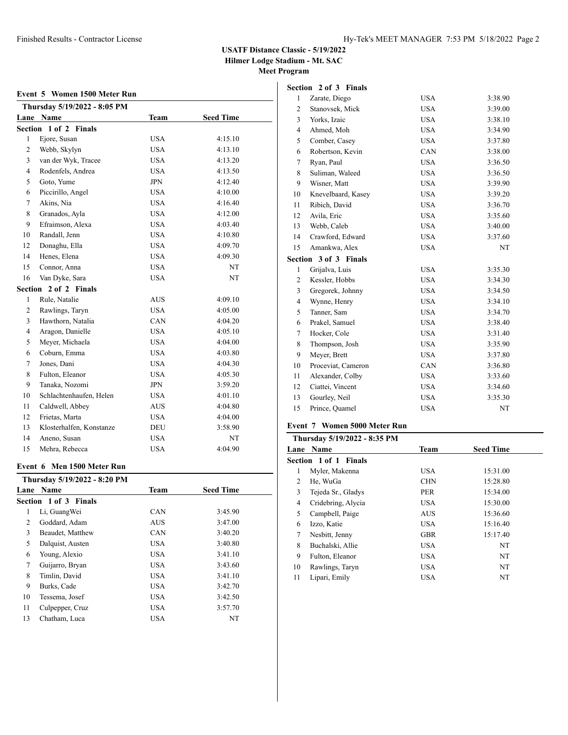**USATF Distance Classic - 5/19/2022**
**Hilmer Lodge Stadium - Mt. SAC**
**Meet Program**

### Event 5 Women 1500 Meter Run

**Thursday 5/19/2022 - 8:05 PM**

| Lane | Name | Team | Seed Time |
|---|---|---|---|
| **Section 1 of 2 Finals** | | | |
| 1 | Ejore, Susan | USA | 4:15.10 |
| 2 | Webb, Skylyn | USA | 4:13.10 |
| 3 | van der Wyk, Tracee | USA | 4:13.20 |
| 4 | Rodenfels, Andrea | USA | 4:13.50 |
| 5 | Goto, Yume | JPN | 4:12.40 |
| 6 | Piccirillo, Angel | USA | 4:10.00 |
| 7 | Akins, Nia | USA | 4:16.40 |
| 8 | Granados, Ayla | USA | 4:12.00 |
| 9 | Efraimson, Alexa | USA | 4:03.40 |
| 10 | Randall, Jenn | USA | 4:10.80 |
| 12 | Donaghu, Ella | USA | 4:09.70 |
| 14 | Henes, Elena | USA | 4:09.30 |
| 15 | Connor, Anna | USA | NT |
| 16 | Van Dyke, Sara | USA | NT |
| **Section 2 of 2 Finals** | | | |
| 1 | Rule, Natalie | AUS | 4:09.10 |
| 2 | Rawlings, Taryn | USA | 4:05.00 |
| 3 | Hawthorn, Natalia | CAN | 4:04.20 |
| 4 | Aragon, Danielle | USA | 4:05.10 |
| 5 | Meyer, Michaela | USA | 4:04.00 |
| 6 | Coburn, Emma | USA | 4:03.80 |
| 7 | Jones, Dani | USA | 4:04.30 |
| 8 | Fulton, Eleanor | USA | 4:05.30 |
| 9 | Tanaka, Nozomi | JPN | 3:59.20 |
| 10 | Schlachtenhaufen, Helen | USA | 4:01.10 |
| 11 | Caldwell, Abbey | AUS | 4:04.80 |
| 12 | Frietas, Marta | USA | 4:04.00 |
| 13 | Klosterhalfen, Konstanze | DEU | 3:58.90 |
| 14 | Aneno, Susan | USA | NT |
| 15 | Mehra, Rebecca | USA | 4:04.90 |

### Event 6 Men 1500 Meter Run

**Thursday 5/19/2022 - 8:20 PM**

| Lane | Name | Team | Seed Time |
|---|---|---|---|
| **Section 1 of 3 Finals** | | | |
| 1 | Li, GuangWei | CAN | 3:45.90 |
| 2 | Goddard, Adam | AUS | 3:47.00 |
| 3 | Beaudet, Matthew | CAN | 3:40.20 |
| 5 | Dalquist, Austen | USA | 3:40.80 |
| 6 | Young, Alexio | USA | 3:41.10 |
| 7 | Guijarro, Bryan | USA | 3:43.60 |
| 8 | Timlin, David | USA | 3:41.10 |
| 9 | Burks, Cade | USA | 3:42.70 |
| 10 | Tessema, Josef | USA | 3:42.50 |
| 11 | Culpepper, Cruz | USA | 3:57.70 |
| 13 | Chatham, Luca | USA | NT |
| **Section 2 of 3 Finals** | | | |
| 1 | Zarate, Diego | USA | 3:38.90 |
| 2 | Stanovsek, Mick | USA | 3:39.00 |
| 3 | Yorks, Izaic | USA | 3:38.10 |
| 4 | Ahmed, Moh | USA | 3:34.90 |
| 5 | Comber, Casey | USA | 3:37.80 |
| 6 | Robertson, Kevin | CAN | 3:38.00 |
| 7 | Ryan, Paul | USA | 3:36.50 |
| 8 | Suliman, Waleed | USA | 3:36.50 |
| 9 | Wisner, Matt | USA | 3:39.90 |
| 10 | Knevelbaard, Kasey | USA | 3:39.20 |
| 11 | Ribich, David | USA | 3:36.70 |
| 12 | Avila, Eric | USA | 3:35.60 |
| 13 | Webb, Caleb | USA | 3:40.00 |
| 14 | Crawford, Edward | USA | 3:37.60 |
| 15 | Amankwa, Alex | USA | NT |
| **Section 3 of 3 Finals** | | | |
| 1 | Grijalva, Luis | USA | 3:35.30 |
| 2 | Kessler, Hobbs | USA | 3:34.30 |
| 3 | Gregorek, Johnny | USA | 3:34.50 |
| 4 | Wynne, Henry | USA | 3:34.10 |
| 5 | Tanner, Sam | USA | 3:34.70 |
| 6 | Prakel, Samuel | USA | 3:38.40 |
| 7 | Hocker, Cole | USA | 3:31.40 |
| 8 | Thompson, Josh | USA | 3:35.90 |
| 9 | Meyer, Brett | USA | 3:37.80 |
| 10 | Proceviat, Cameron | CAN | 3:36.80 |
| 11 | Alexander, Colby | USA | 3:33.60 |
| 12 | Ciattei, Vincent | USA | 3:34.60 |
| 13 | Gourley, Neil | USA | 3:35.30 |
| 15 | Prince, Quamel | USA | NT |

### Event 7 Women 5000 Meter Run

**Thursday 5/19/2022 - 8:35 PM**

| Lane | Name | Team | Seed Time |
|---|---|---|---|
| **Section 1 of 1 Finals** | | | |
| 1 | Myler, Makenna | USA | 15:31.00 |
| 2 | He, WuGa | CHN | 15:28.80 |
| 3 | Tejeda Sr., Gladys | PER | 15:34.00 |
| 4 | Cridebring, Alycia | USA | 15:30.00 |
| 5 | Campbell, Paige | AUS | 15:36.60 |
| 6 | Izzo, Katie | USA | 15:16.40 |
| 7 | Nesbitt, Jenny | GBR | 15:17.40 |
| 8 | Buchalski, Allie | USA | NT |
| 9 | Fulton, Eleanor | USA | NT |
| 10 | Rawlings, Taryn | USA | NT |
| 11 | Lipari, Emily | USA | NT |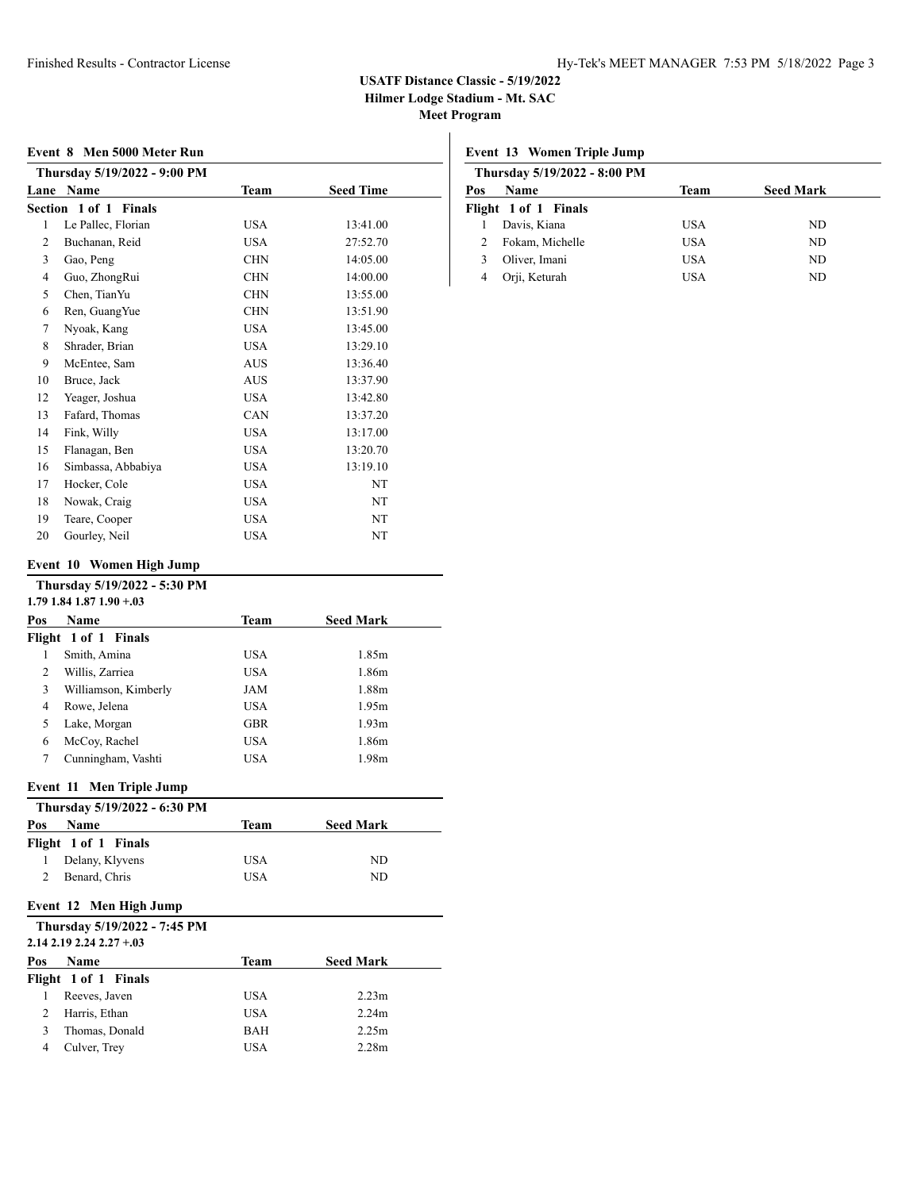**USATF Distance Classic - 5/19/2022**
**Hilmer Lodge Stadium - Mt. SAC**
**Meet Program**

### Event 8 Men 5000 Meter Run

**Thursday 5/19/2022 - 9:00 PM**

| Lane | Name | Team | Seed Time |
|---|---|---|---|
| **Section 1 of 1 Finals** | | | |
| 1 | Le Pallec, Florian | USA | 13:41.00 |
| 2 | Buchanan, Reid | USA | 27:52.70 |
| 3 | Gao, Peng | CHN | 14:05.00 |
| 4 | Guo, ZhongRui | CHN | 14:00.00 |
| 5 | Chen, TianYu | CHN | 13:55.00 |
| 6 | Ren, GuangYue | CHN | 13:51.90 |
| 7 | Nyoak, Kang | USA | 13:45.00 |
| 8 | Shrader, Brian | USA | 13:29.10 |
| 9 | McEntee, Sam | AUS | 13:36.40 |
| 10 | Bruce, Jack | AUS | 13:37.90 |
| 12 | Yeager, Joshua | USA | 13:42.80 |
| 13 | Fafard, Thomas | CAN | 13:37.20 |
| 14 | Fink, Willy | USA | 13:17.00 |
| 15 | Flanagan, Ben | USA | 13:20.70 |
| 16 | Simbassa, Abbabiya | USA | 13:19.10 |
| 17 | Hocker, Cole | USA | NT |
| 18 | Nowak, Craig | USA | NT |
| 19 | Teare, Cooper | USA | NT |
| 20 | Gourley, Neil | USA | NT |

### Event 10 Women High Jump

**Thursday 5/19/2022 - 5:30 PM**
**1.79 1.84 1.87 1.90 +.03**

| Pos | Name | Team | Seed Mark |
|---|---|---|---|
| **Flight 1 of 1 Finals** | | | |
| 1 | Smith, Amina | USA | 1.85m |
| 2 | Willis, Zarriea | USA | 1.86m |
| 3 | Williamson, Kimberly | JAM | 1.88m |
| 4 | Rowe, Jelena | USA | 1.95m |
| 5 | Lake, Morgan | GBR | 1.93m |
| 6 | McCoy, Rachel | USA | 1.86m |
| 7 | Cunningham, Vashti | USA | 1.98m |

### Event 11 Men Triple Jump

**Thursday 5/19/2022 - 6:30 PM**

| Pos | Name | Team | Seed Mark |
|---|---|---|---|
| **Flight 1 of 1 Finals** | | | |
| 1 | Delany, Klyvens | USA | ND |
| 2 | Benard, Chris | USA | ND |

### Event 12 Men High Jump

**Thursday 5/19/2022 - 7:45 PM**
**2.14 2.19 2.24 2.27 +.03**

| Pos | Name | Team | Seed Mark |
|---|---|---|---|
| **Flight 1 of 1 Finals** | | | |
| 1 | Reeves, Javen | USA | 2.23m |
| 2 | Harris, Ethan | USA | 2.24m |
| 3 | Thomas, Donald | BAH | 2.25m |
| 4 | Culver, Trey | USA | 2.28m |

### Event 13 Women Triple Jump

**Thursday 5/19/2022 - 8:00 PM**

| Pos | Name | Team | Seed Mark |
|---|---|---|---|
| **Flight 1 of 1 Finals** | | | |
| 1 | Davis, Kiana | USA | ND |
| 2 | Fokam, Michelle | USA | ND |
| 3 | Oliver, Imani | USA | ND |
| 4 | Orji, Keturah | USA | ND |